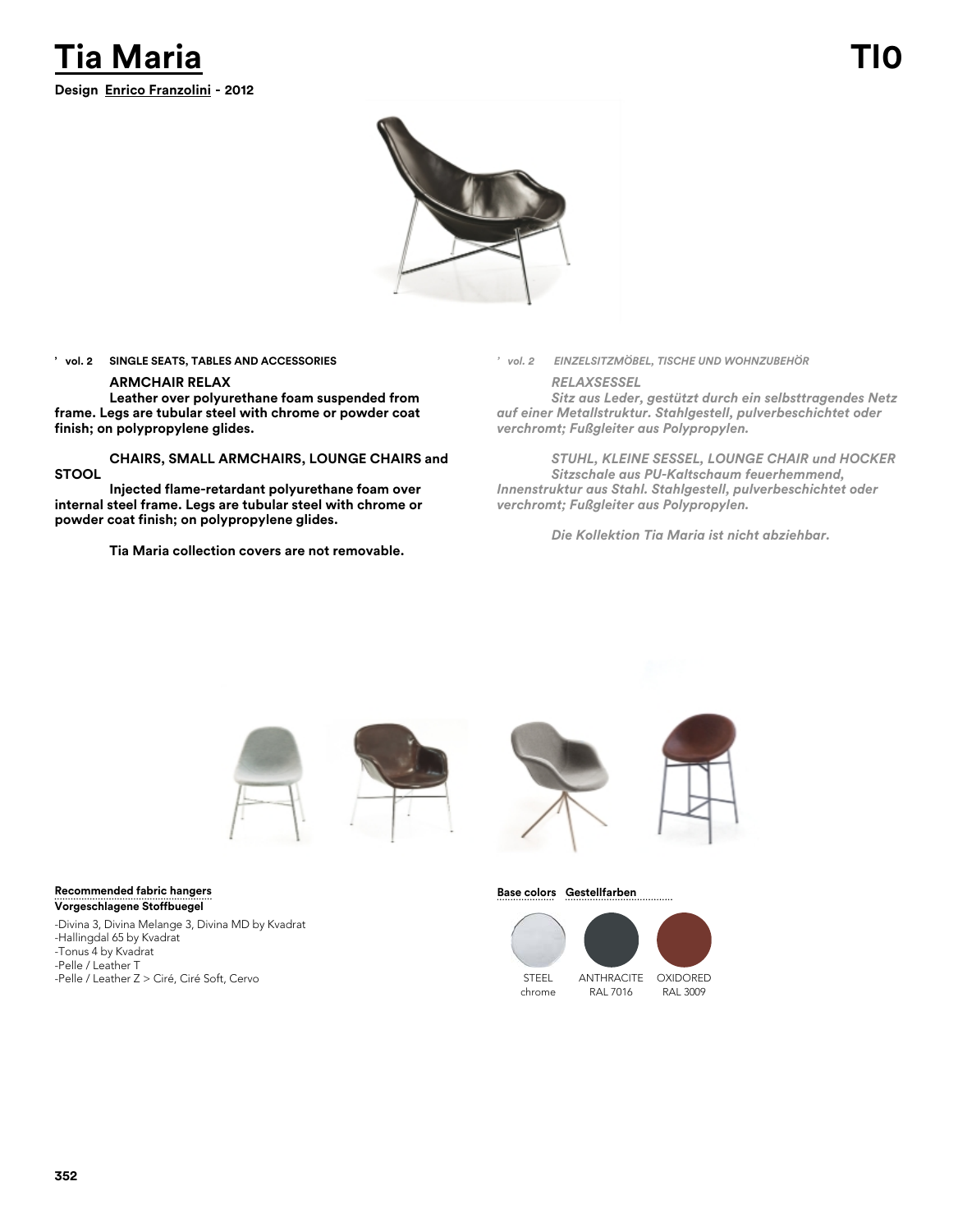# Tia Maria

**TI0**

**Design Enrico Franzolini - 2012**

**’ vol. 2 SINGLE SEATS, TABLES AND ACCESSORIES**

**ARMCHAIR RELAX**

**Leather over polyurethane foam suspended from frame. Legs are tubular steel with chrome or powder coat finish; on polypropylene glides.**

**CHAIRS, SMALL ARMCHAIRS, LOUNGE CHAIRS and STOOL**

**Injected flame-retardant polyurethane foam over internal steel frame. Legs are tubular steel with chrome or powder coat finish; on polypropylene glides.**

**Tia Maria collection covers are not removable.**

***’ vol. 2 EINZELSITZMÖBEL, TISCHE UND WOHNZUBEHÖR***

***RELAXSESSEL***

***Sitz aus Leder, gestützt durch ein selbsttragendes Netz auf einer Metallstruktur. Stahlgestell, pulverbeschichtet oder verchromt; Fußgleiter aus Polypropylen.***

***STUHL, KLEINE SESSEL, LOUNGE CHAIR und HOCKER***

***Sitzschale aus PU-Kaltschaum feuerhemmend, Innenstruktur aus Stahl. Stahlgestell, pulverbeschichtet oder verchromt; Fußgleiter aus Polypropylen.***

***Die Kollektion Tia Maria ist nicht abziehbar.***

**Recommended fabric hangers**
**Vorgeschlagene Stoffbuegel**

- -Divina 3, Divina Melange 3, Divina MD by Kvadrat
- -Hallingdal 65 by Kvadrat
- -Tonus 4 by Kvadrat
- -Pelle / Leather T
- -Pelle / Leather Z > Ciré, Ciré Soft, Cervo

**Base colors Gestellfarben**

- STEEL chrome
- ANTHRACITE RAL 7016
- OXIDORED RAL 3009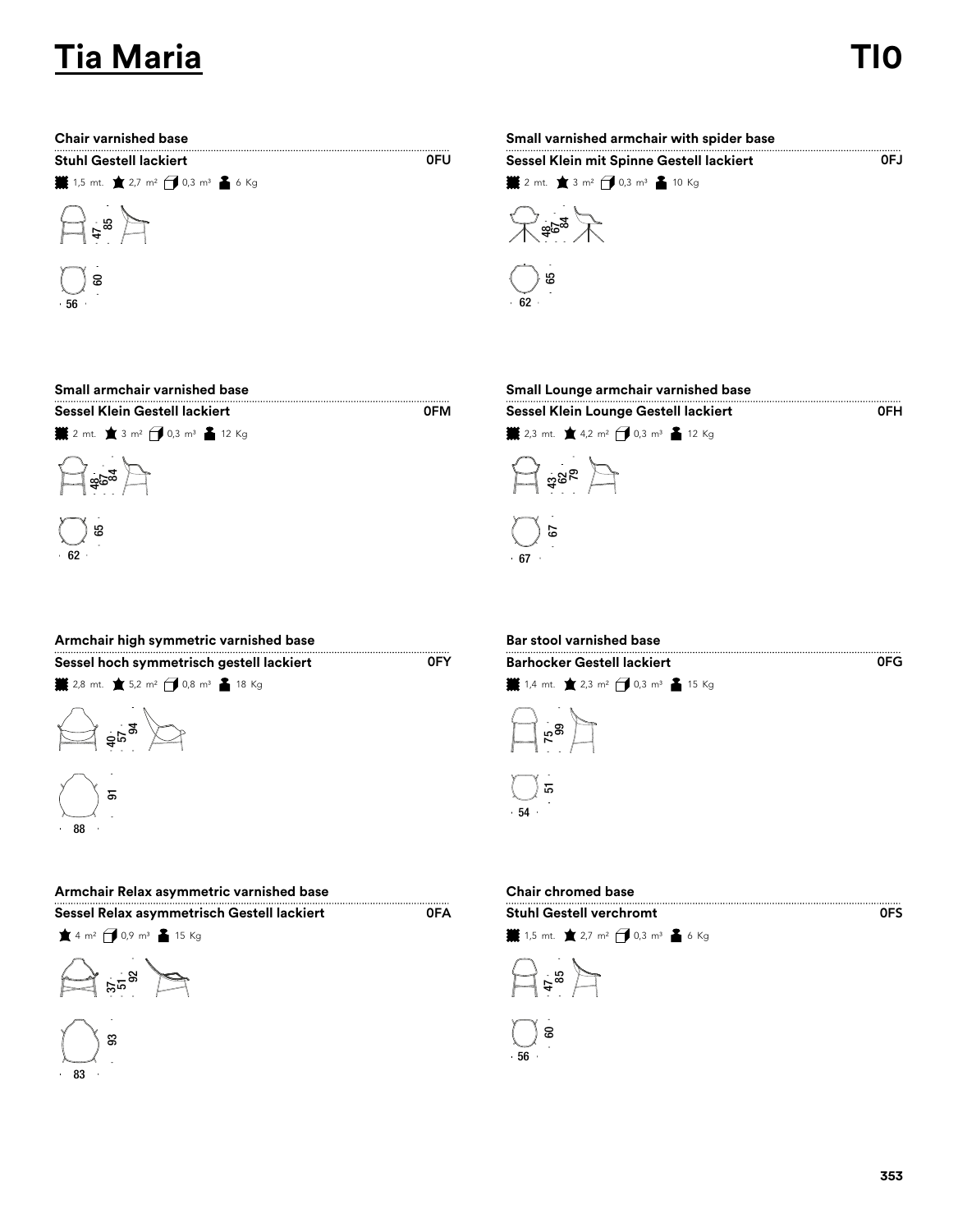# Tia Maria

**TIO**

### Chair varnished base

**Stuhl Gestell lackiert** — 0FU

1,5 mt. 2,7 m² 0,3 m³ 6 Kg

47 85

60

56

### Small varnished armchair with spider base

**Sessel Klein mit Spinne Gestell lackiert** — 0FJ

2 mt. 3 m² 0,3 m³ 10 Kg

48 67 84

65

62

### Small armchair varnished base

**Sessel Klein Gestell lackiert** — 0FM

2 mt. 3 m² 0,3 m³ 12 Kg

48 67 84

65

62

### Small Lounge armchair varnished base

**Sessel Klein Lounge Gestell lackiert** — 0FH

2,3 mt. 4,2 m² 0,3 m³ 12 Kg

43 62 79

67

67

### Armchair high symmetric varnished base

**Sessel hoch symmetrisch gestell lackiert** — 0FY

2,8 mt. 5,2 m² 0,8 m³ 18 Kg

40 57 94

91

88

### Bar stool varnished base

**Barhocker Gestell lackiert** — 0FG

1,4 mt. 2,3 m² 0,3 m³ 15 Kg

75 99

51

54

### Armchair Relax asymmetric varnished base

**Sessel Relax asymmetrisch Gestell lackiert** — 0FA

4 m² 0,9 m³ 15 Kg

37 51 92

93

83

### Chair chromed base

**Stuhl Gestell verchromt** — 0FS

1,5 mt. 2,7 m² 0,3 m³ 6 Kg

47 85

60

56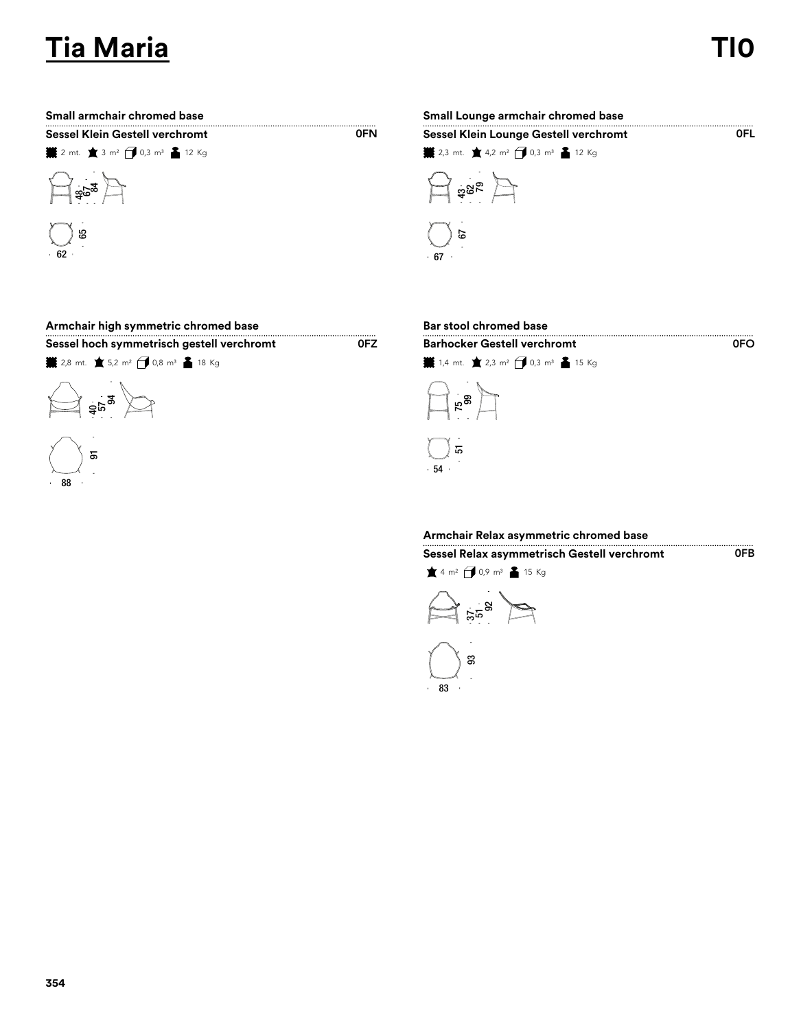# Tia Maria

**TIO**

**Small armchair chromed base**

**Sessel Klein Gestell verchromt** — 0FN

2 mt. · 3 m² · 0,3 m³ · 12 Kg

48 · 67 · 84

65

62

**Small Lounge armchair chromed base**

**Sessel Klein Lounge Gestell verchromt** — 0FL

2,3 mt. · 4,2 m² · 0,3 m³ · 12 Kg

43 · 62 · 79

67

67

**Armchair high symmetric chromed base**

**Sessel hoch symmetrisch gestell verchromt** — 0FZ

2,8 mt. · 5,2 m² · 0,8 m³ · 18 Kg

40 · 57 · 94

91

88

**Bar stool chromed base**

**Barhocker Gestell verchromt** — 0FO

1,4 mt. · 2,3 m² · 0,3 m³ · 15 Kg

75 · 99

51

54

**Armchair Relax asymmetric chromed base**

**Sessel Relax asymmetrisch Gestell verchromt** — 0FB

4 m² · 0,9 m³ · 15 Kg

37 · 51 · 92

93

83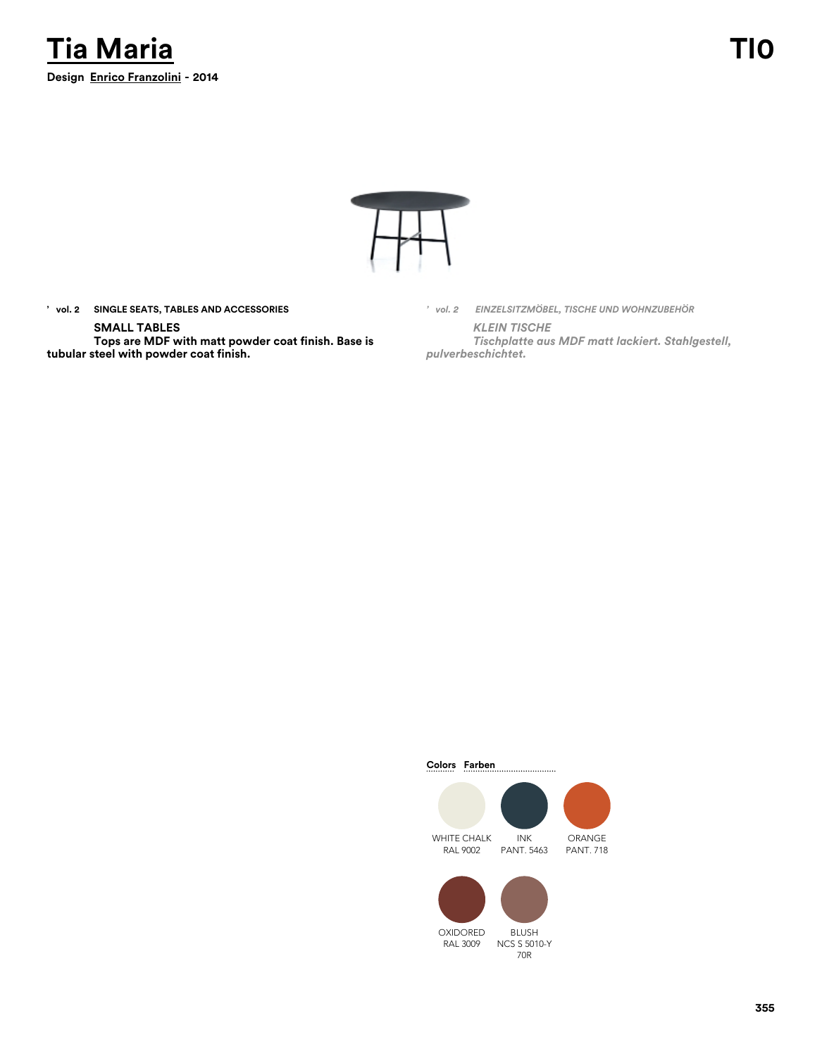# Tia Maria

**Design Enrico Franzolini - 2014**

**TI0**

’ **vol. 2** **SINGLE SEATS, TABLES AND ACCESSORIES**

**SMALL TABLES**

**Tops are MDF with matt powder coat finish. Base is tubular steel with powder coat finish.**

’ *vol. 2* *EINZELSITZMÖBEL, TISCHE UND WOHNZUBEHÖR*

*KLEIN TISCHE*

*Tischplatte aus MDF matt lackiert. Stahlgestell, pulverbeschichtet.*

**Colors** **Farben**

WHITE CHALK
RAL 9002

INK
PANT. 5463

ORANGE
PANT. 718

OXIDORED
RAL 3009

BLUSH
NCS S 5010-Y 70R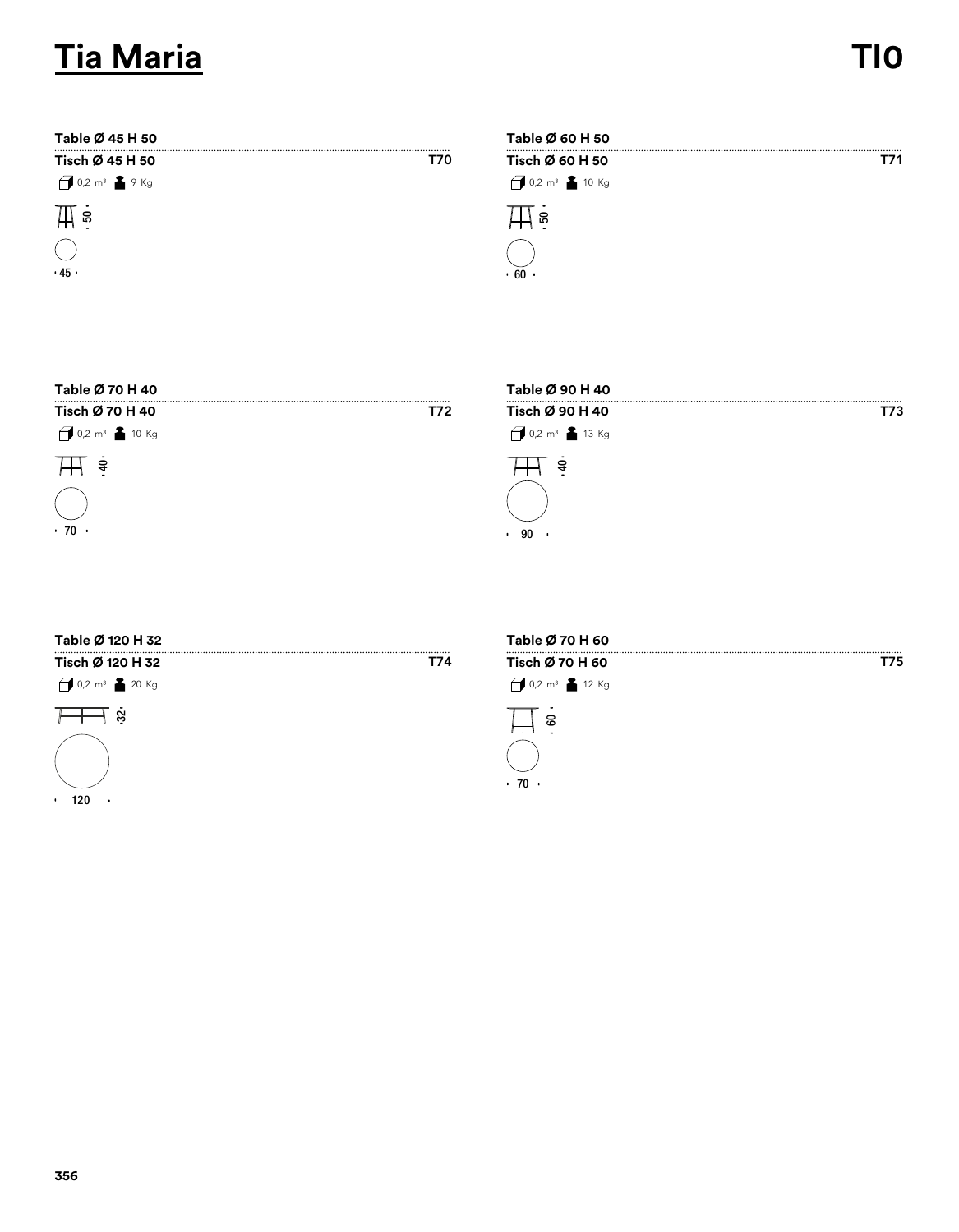# Tia Maria

## TIO

**Table Ø 45 H 50**
**Tisch Ø 45 H 50** T70

0,2 m³ 9 Kg

50

45

**Table Ø 60 H 50**
**Tisch Ø 60 H 50** T71

0,2 m³ 10 Kg

50

60

**Table Ø 70 H 40**
**Tisch Ø 70 H 40** T72

0,2 m³ 10 Kg

40

70

**Table Ø 90 H 40**
**Tisch Ø 90 H 40** T73

0,2 m³ 13 Kg

40

90

**Table Ø 120 H 32**
**Tisch Ø 120 H 32** T74

0,2 m³ 20 Kg

32

120

**Table Ø 70 H 60**
**Tisch Ø 70 H 60** T75

0,2 m³ 12 Kg

60

70